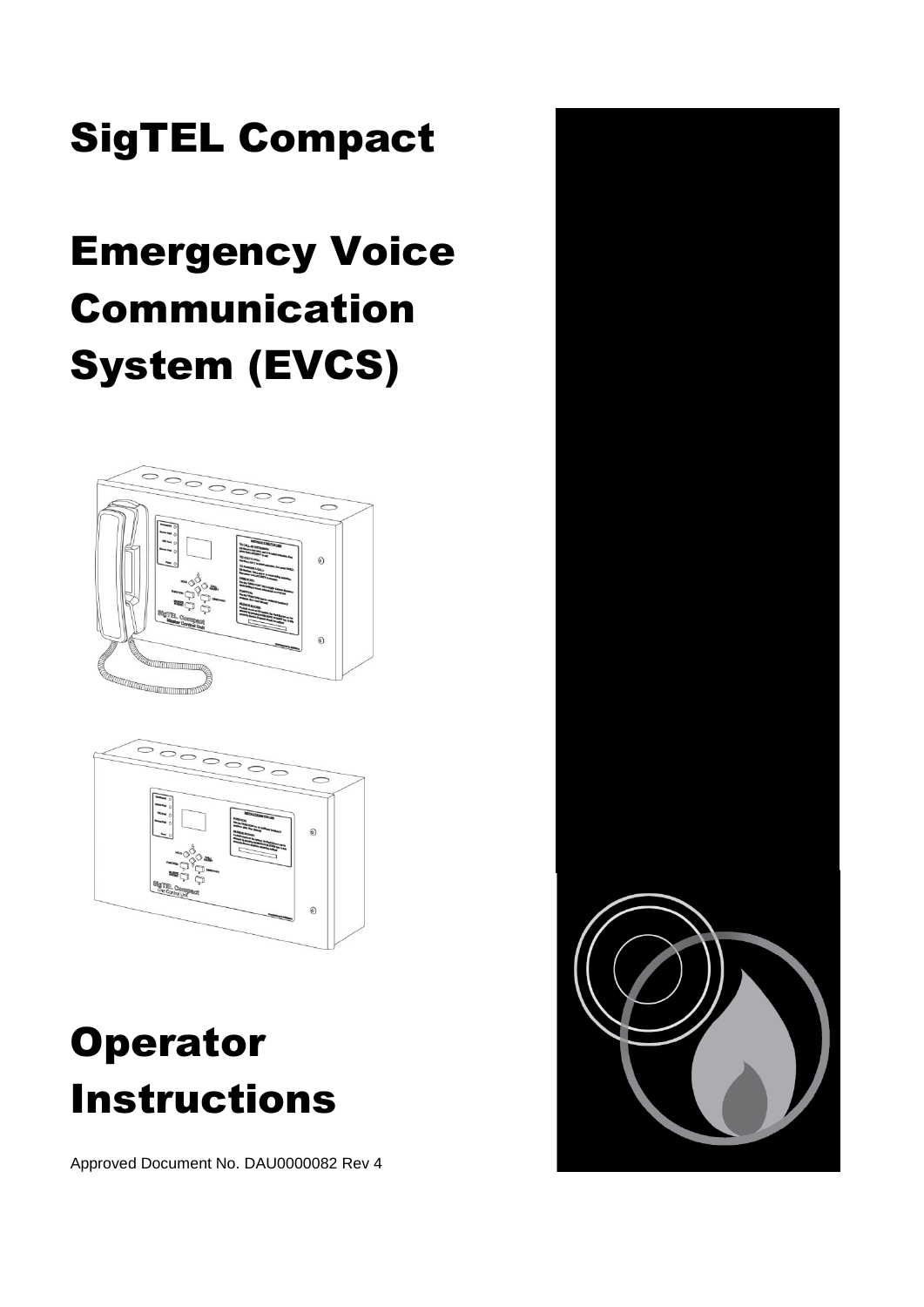# SigTEL Compact

# Emergency Voice Communication System (EVCS)

# Operator Instructions

Approved Document No. DAU0000082 Rev 4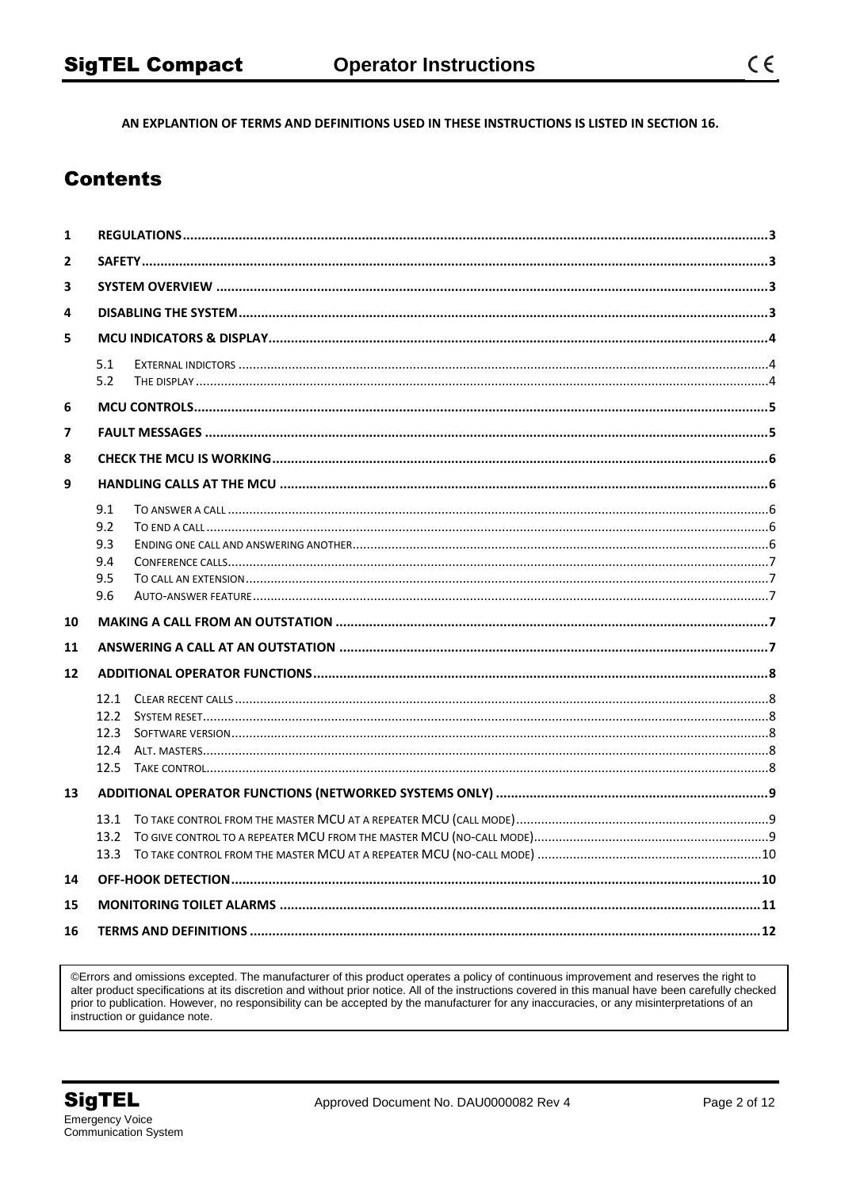AN EXPLANTION OF TERMS AND DEFINITIONS USED IN THESE INSTRUCTIONS IS LISTED IN SECTION 16.

# Contents

1 REGULATIONS .......... 3
2 SAFETY .......... 3
3 SYSTEM OVERVIEW .......... 3
4 DISABLING THE SYSTEM .......... 3
5 MCU INDICATORS & DISPLAY .......... 4
  5.1 EXTERNAL INDICTORS .......... 4
  5.2 THE DISPLAY .......... 4
6 MCU CONTROLS .......... 5
7 FAULT MESSAGES .......... 5
8 CHECK THE MCU IS WORKING .......... 6
9 HANDLING CALLS AT THE MCU .......... 6
  9.1 TO ANSWER A CALL .......... 6
  9.2 TO END A CALL .......... 6
  9.3 ENDING ONE CALL AND ANSWERING ANOTHER .......... 6
  9.4 CONFERENCE CALLS .......... 7
  9.5 TO CALL AN EXTENSION .......... 7
  9.6 AUTO-ANSWER FEATURE .......... 7
10 MAKING A CALL FROM AN OUTSTATION .......... 7
11 ANSWERING A CALL AT AN OUTSTATION .......... 7
12 ADDITIONAL OPERATOR FUNCTIONS .......... 8
  12.1 CLEAR RECENT CALLS .......... 8
  12.2 SYSTEM RESET .......... 8
  12.3 SOFTWARE VERSION .......... 8
  12.4 ALT. MASTERS .......... 8
  12.5 TAKE CONTROL .......... 8
13 ADDITIONAL OPERATOR FUNCTIONS (NETWORKED SYSTEMS ONLY) .......... 9
  13.1 TO TAKE CONTROL FROM THE MASTER MCU AT A REPEATER MCU (CALL MODE) .......... 9
  13.2 TO GIVE CONTROL TO A REPEATER MCU FROM THE MASTER MCU (NO-CALL MODE) .......... 9
  13.3 TO TAKE CONTROL FROM THE MASTER MCU AT A REPEATER MCU (NO-CALL MODE) .......... 10
14 OFF-HOOK DETECTION .......... 10
15 MONITORING TOILET ALARMS .......... 11
16 TERMS AND DEFINITIONS .......... 12

©Errors and omissions excepted. The manufacturer of this product operates a policy of continuous improvement and reserves the right to alter product specifications at its discretion and without prior notice. All of the instructions covered in this manual have been carefully checked prior to publication. However, no responsibility can be accepted by the manufacturer for any inaccuracies, or any misinterpretations of an instruction or guidance note.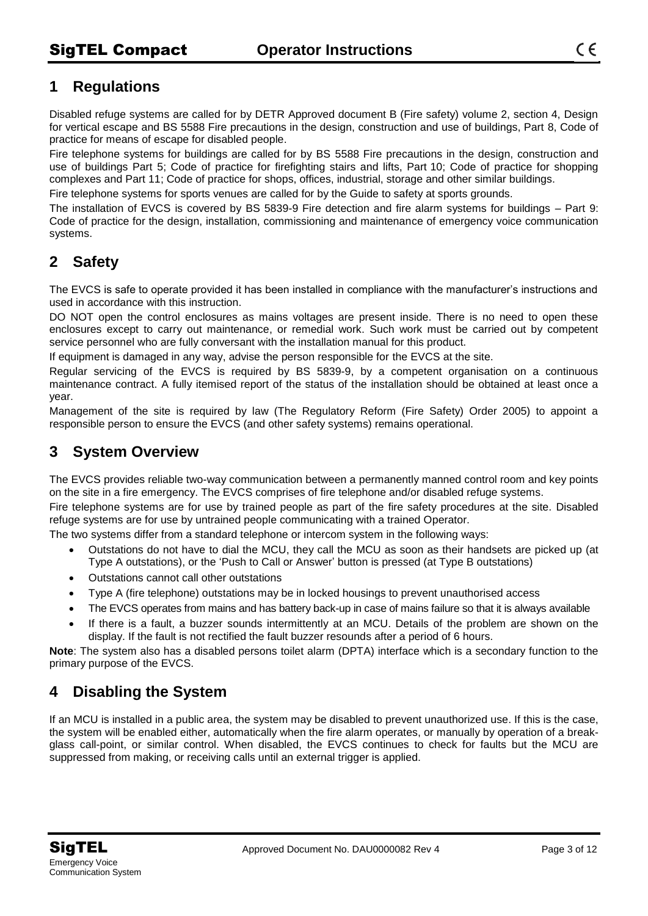## 1 Regulations

Disabled refuge systems are called for by DETR Approved document B (Fire safety) volume 2, section 4, Design for vertical escape and BS 5588 Fire precautions in the design, construction and use of buildings, Part 8, Code of practice for means of escape for disabled people.

Fire telephone systems for buildings are called for by BS 5588 Fire precautions in the design, construction and use of buildings Part 5; Code of practice for firefighting stairs and lifts, Part 10; Code of practice for shopping complexes and Part 11; Code of practice for shops, offices, industrial, storage and other similar buildings.

Fire telephone systems for sports venues are called for by the Guide to safety at sports grounds.

The installation of EVCS is covered by BS 5839-9 Fire detection and fire alarm systems for buildings – Part 9: Code of practice for the design, installation, commissioning and maintenance of emergency voice communication systems.

## 2 Safety

The EVCS is safe to operate provided it has been installed in compliance with the manufacturer's instructions and used in accordance with this instruction.

DO NOT open the control enclosures as mains voltages are present inside. There is no need to open these enclosures except to carry out maintenance, or remedial work. Such work must be carried out by competent service personnel who are fully conversant with the installation manual for this product.

If equipment is damaged in any way, advise the person responsible for the EVCS at the site.

Regular servicing of the EVCS is required by BS 5839-9, by a competent organisation on a continuous maintenance contract. A fully itemised report of the status of the installation should be obtained at least once a year.

Management of the site is required by law (The Regulatory Reform (Fire Safety) Order 2005) to appoint a responsible person to ensure the EVCS (and other safety systems) remains operational.

## 3 System Overview

The EVCS provides reliable two-way communication between a permanently manned control room and key points on the site in a fire emergency. The EVCS comprises of fire telephone and/or disabled refuge systems.

Fire telephone systems are for use by trained people as part of the fire safety procedures at the site. Disabled refuge systems are for use by untrained people communicating with a trained Operator.

The two systems differ from a standard telephone or intercom system in the following ways:

- Outstations do not have to dial the MCU, they call the MCU as soon as their handsets are picked up (at Type A outstations), or the 'Push to Call or Answer' button is pressed (at Type B outstations)
- Outstations cannot call other outstations
- Type A (fire telephone) outstations may be in locked housings to prevent unauthorised access
- The EVCS operates from mains and has battery back-up in case of mains failure so that it is always available
- If there is a fault, a buzzer sounds intermittently at an MCU. Details of the problem are shown on the display. If the fault is not rectified the fault buzzer resounds after a period of 6 hours.

**Note**: The system also has a disabled persons toilet alarm (DPTA) interface which is a secondary function to the primary purpose of the EVCS.

## 4 Disabling the System

If an MCU is installed in a public area, the system may be disabled to prevent unauthorized use. If this is the case, the system will be enabled either, automatically when the fire alarm operates, or manually by operation of a break-glass call-point, or similar control. When disabled, the EVCS continues to check for faults but the MCU are suppressed from making, or receiving calls until an external trigger is applied.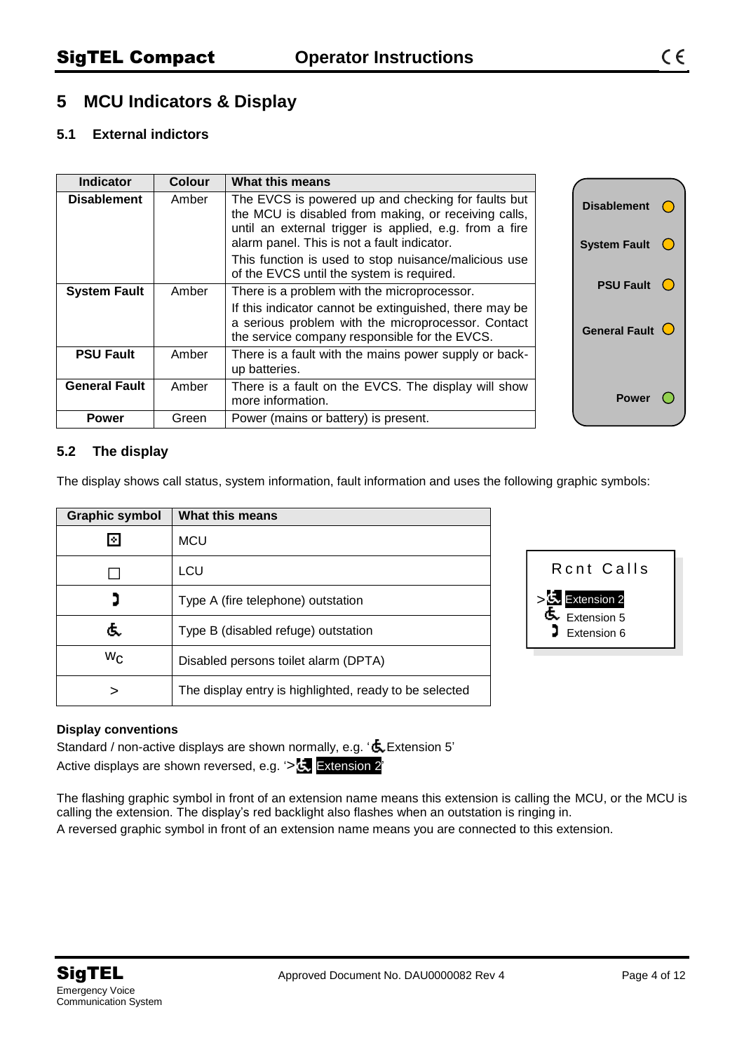# 5 MCU Indicators & Display

## 5.1 External indictors

| Indicator | Colour | What this means |
|---|---|---|
| **Disablement** | Amber | The EVCS is powered up and checking for faults but the MCU is disabled from making, or receiving calls, until an external trigger is applied, e.g. from a fire alarm panel. This is not a fault indicator.<br>This function is used to stop nuisance/malicious use of the EVCS until the system is required. |
| **System Fault** | Amber | There is a problem with the microprocessor.<br>If this indicator cannot be extinguished, there may be a serious problem with the microprocessor. Contact the service company responsible for the EVCS. |
| **PSU Fault** | Amber | There is a fault with the mains power supply or back-up batteries. |
| **General Fault** | Amber | There is a fault on the EVCS. The display will show more information. |
| **Power** | Green | Power (mains or battery) is present. |

**Disablement** ○
**System Fault** ○
**PSU Fault** ○
**General Fault** ○
**Power** ○

## 5.2 The display

The display shows call status, system information, fault information and uses the following graphic symbols:

| Graphic symbol | What this means |
|---|---|
| ⊡ | MCU |
| □ | LCU |
| ☎ | Type A (fire telephone) outstation |
| ♿ | Type B (disabled refuge) outstation |
| WC | Disabled persons toilet alarm (DPTA) |
| > | The display entry is highlighted, ready to be selected |

Rcnt Calls
>♿ Extension 2
♿ Extension 5
☎ Extension 6

**Display conventions**

Standard / non-active displays are shown normally, e.g. '♿Extension 5'
Active displays are shown reversed, e.g. '>♿ Extension 2'

The flashing graphic symbol in front of an extension name means this extension is calling the MCU, or the MCU is calling the extension. The display's red backlight also flashes when an outstation is ringing in.
A reversed graphic symbol in front of an extension name means you are connected to this extension.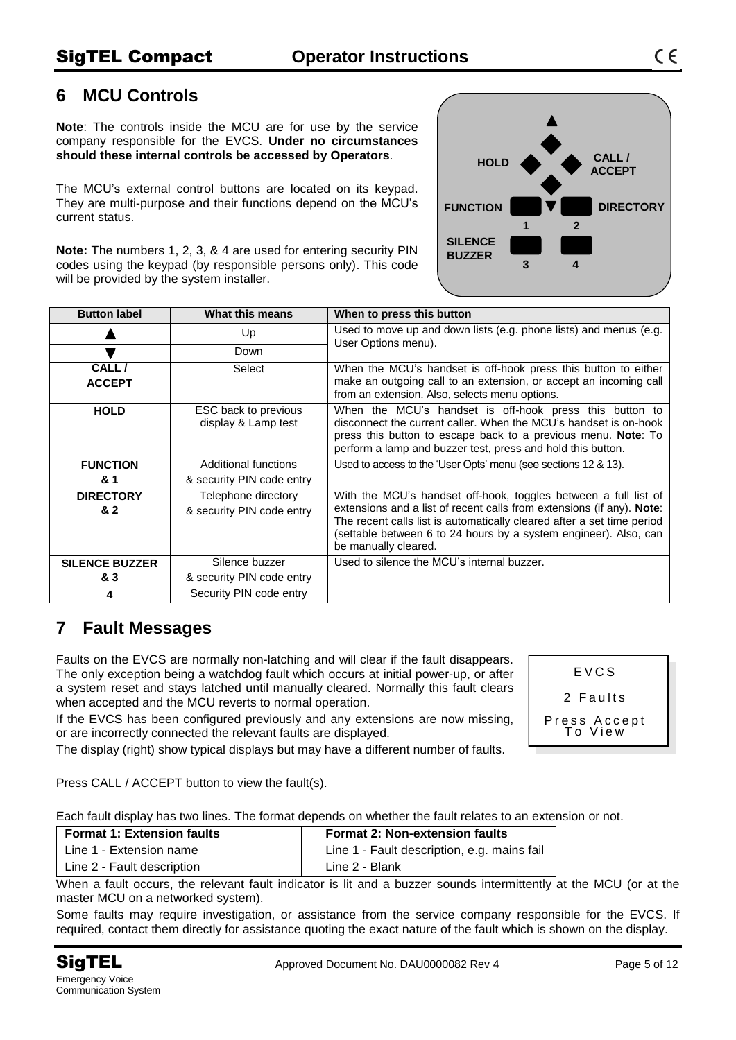## 6 MCU Controls

**Note**: The controls inside the MCU are for use by the service company responsible for the EVCS. **Under no circumstances should these internal controls be accessed by Operators**.

The MCU's external control buttons are located on its keypad. They are multi-purpose and their functions depend on the MCU's current status.

**Note:** The numbers 1, 2, 3, & 4 are used for entering security PIN codes using the keypad (by responsible persons only). This code will be provided by the system installer.

HOLD
CALL / ACCEPT
FUNCTION
DIRECTORY
1
2
SILENCE BUZZER
3
4

| Button label | What this means | When to press this button |
|---|---|---|
| ▲ | Up | Used to move up and down lists (e.g. phone lists) and menus (e.g. User Options menu). |
| ▼ | Down | |
| **CALL / ACCEPT** | Select | When the MCU's handset is off-hook press this button to either make an outgoing call to an extension, or accept an incoming call from an extension. Also, selects menu options. |
| **HOLD** | ESC back to previous display & Lamp test | When the MCU's handset is off-hook press this button to disconnect the current caller. When the MCU's handset is on-hook press this button to escape back to a previous menu. **Note**: To perform a lamp and buzzer test, press and hold this button. |
| **FUNCTION & 1** | Additional functions & security PIN code entry | Used to access to the 'User Opts' menu (see sections 12 & 13). |
| **DIRECTORY & 2** | Telephone directory & security PIN code entry | With the MCU's handset off-hook, toggles between a full list of extensions and a list of recent calls from extensions (if any). **Note**: The recent calls list is automatically cleared after a set time period (settable between 6 to 24 hours by a system engineer). Also, can be manually cleared. |
| **SILENCE BUZZER & 3** | Silence buzzer & security PIN code entry | Used to silence the MCU's internal buzzer. |
| **4** | Security PIN code entry | |

## 7 Fault Messages

Faults on the EVCS are normally non-latching and will clear if the fault disappears. The only exception being a watchdog fault which occurs at initial power-up, or after a system reset and stays latched until manually cleared. Normally this fault clears when accepted and the MCU reverts to normal operation.

If the EVCS has been configured previously and any extensions are now missing, or are incorrectly connected the relevant faults are displayed.

The display (right) show typical displays but may have a different number of faults.

```
EVCS
2 Faults
Press Accept
To View
```

Press CALL / ACCEPT button to view the fault(s).

Each fault display has two lines. The format depends on whether the fault relates to an extension or not.

| Format 1: Extension faults | Format 2: Non-extension faults |
|---|---|
| Line 1 - Extension name | Line 1 - Fault description, e.g. mains fail |
| Line 2 - Fault description | Line 2 - Blank |

When a fault occurs, the relevant fault indicator is lit and a buzzer sounds intermittently at the MCU (or at the master MCU on a networked system).

Some faults may require investigation, or assistance from the service company responsible for the EVCS. If required, contact them directly for assistance quoting the exact nature of the fault which is shown on the display.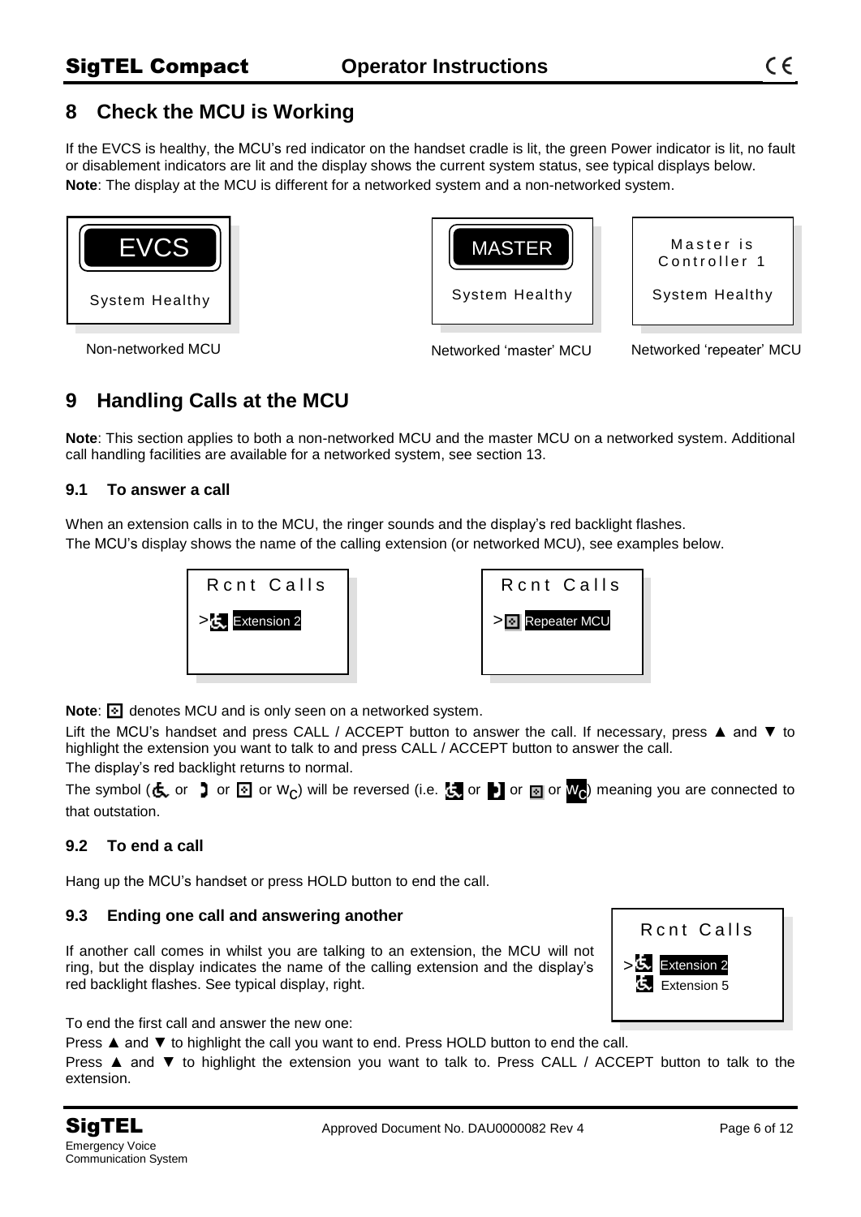## 8 Check the MCU is Working

If the EVCS is healthy, the MCU's red indicator on the handset cradle is lit, the green Power indicator is lit, no fault or disablement indicators are lit and the display shows the current system status, see typical displays below.

**Note**: The display at the MCU is different for a networked system and a non-networked system.

| EVCS<br>System Healthy | MASTER<br>System Healthy | Master is Controller 1<br>System Healthy |
|---|---|---|
| Non-networked MCU | Networked 'master' MCU | Networked 'repeater' MCU |

## 9 Handling Calls at the MCU

**Note**: This section applies to both a non-networked MCU and the master MCU on a networked system. Additional call handling facilities are available for a networked system, see section 13.

### 9.1 To answer a call

When an extension calls in to the MCU, the ringer sounds and the display's red backlight flashes.

The MCU's display shows the name of the calling extension (or networked MCU), see examples below.

| Rcnt Calls | Rcnt Calls |
|---|---|
| > ♿ Extension 2 | > ⊡ Repeater MCU |

**Note**: ⊡ denotes MCU and is only seen on a networked system.

Lift the MCU's handset and press CALL / ACCEPT button to answer the call. If necessary, press ▲ and ▼ to highlight the extension you want to talk to and press CALL / ACCEPT button to answer the call.

The display's red backlight returns to normal.

The symbol (♿ or ❩ or ⊡ or $W_C$) will be reversed (i.e. ♿ or ❩ or ⊡ or $W_C$) meaning you are connected to that outstation.

### 9.2 To end a call

Hang up the MCU's handset or press HOLD button to end the call.

### 9.3 Ending one call and answering another

If another call comes in whilst you are talking to an extension, the MCU will not ring, but the display indicates the name of the calling extension and the display's red backlight flashes. See typical display, right.

| Rcnt Calls |
|---|
| > ♿ Extension 2 |
| ♿ Extension 5 |

To end the first call and answer the new one:

Press ▲ and ▼ to highlight the call you want to end. Press HOLD button to end the call.

Press ▲ and ▼ to highlight the extension you want to talk to. Press CALL / ACCEPT button to talk to the extension.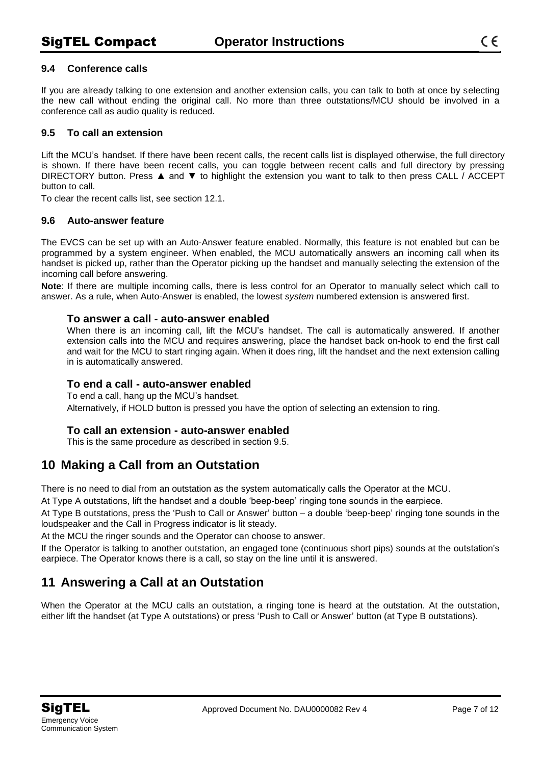### 9.4 Conference calls

If you are already talking to one extension and another extension calls, you can talk to both at once by selecting the new call without ending the original call. No more than three outstations/MCU should be involved in a conference call as audio quality is reduced.

### 9.5 To call an extension

Lift the MCU's handset. If there have been recent calls, the recent calls list is displayed otherwise, the full directory is shown. If there have been recent calls, you can toggle between recent calls and full directory by pressing DIRECTORY button. Press ▲ and ▼ to highlight the extension you want to talk to then press CALL / ACCEPT button to call.

To clear the recent calls list, see section 12.1.

### 9.6 Auto-answer feature

The EVCS can be set up with an Auto-Answer feature enabled. Normally, this feature is not enabled but can be programmed by a system engineer. When enabled, the MCU automatically answers an incoming call when its handset is picked up, rather than the Operator picking up the handset and manually selecting the extension of the incoming call before answering.

**Note**: If there are multiple incoming calls, there is less control for an Operator to manually select which call to answer. As a rule, when Auto-Answer is enabled, the lowest *system* numbered extension is answered first.

#### To answer a call - auto-answer enabled

When there is an incoming call, lift the MCU's handset. The call is automatically answered. If another extension calls into the MCU and requires answering, place the handset back on-hook to end the first call and wait for the MCU to start ringing again. When it does ring, lift the handset and the next extension calling in is automatically answered.

#### To end a call - auto-answer enabled

To end a call, hang up the MCU's handset.

Alternatively, if HOLD button is pressed you have the option of selecting an extension to ring.

#### To call an extension - auto-answer enabled

This is the same procedure as described in section 9.5.

## 10 Making a Call from an Outstation

There is no need to dial from an outstation as the system automatically calls the Operator at the MCU.

At Type A outstations, lift the handset and a double 'beep-beep' ringing tone sounds in the earpiece.

At Type B outstations, press the 'Push to Call or Answer' button – a double 'beep-beep' ringing tone sounds in the loudspeaker and the Call in Progress indicator is lit steady.

At the MCU the ringer sounds and the Operator can choose to answer.

If the Operator is talking to another outstation, an engaged tone (continuous short pips) sounds at the outstation's earpiece. The Operator knows there is a call, so stay on the line until it is answered.

## 11 Answering a Call at an Outstation

When the Operator at the MCU calls an outstation, a ringing tone is heard at the outstation. At the outstation, either lift the handset (at Type A outstations) or press 'Push to Call or Answer' button (at Type B outstations).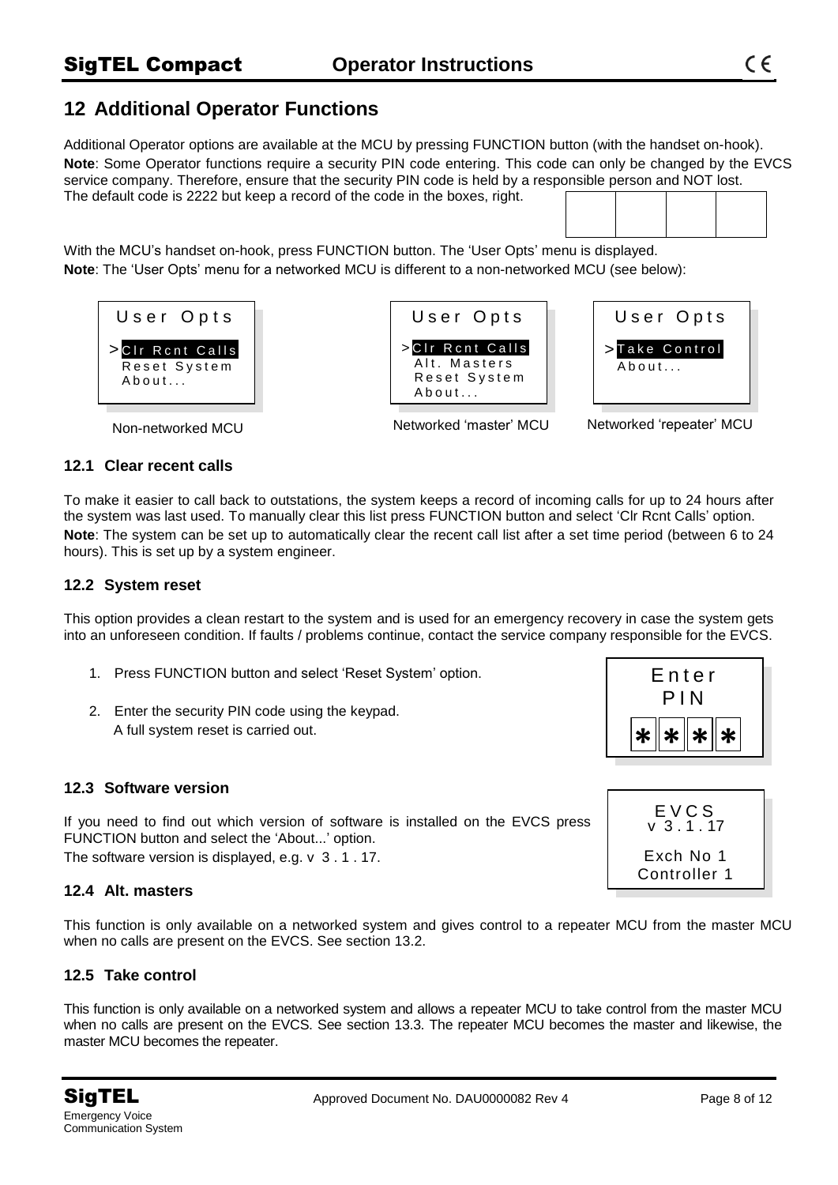# 12 Additional Operator Functions

Additional Operator options are available at the MCU by pressing FUNCTION button (with the handset on-hook).

**Note**: Some Operator functions require a security PIN code entering. This code can only be changed by the EVCS service company. Therefore, ensure that the security PIN code is held by a responsible person and NOT lost.

The default code is 2222 but keep a record of the code in the boxes, right.

| | | | |
|---|---|---|---|
| | | | |

With the MCU's handset on-hook, press FUNCTION button. The 'User Opts' menu is displayed.

**Note**: The 'User Opts' menu for a networked MCU is different to a non-networked MCU (see below):

```
User Opts
>Clr Rcnt Calls
 Reset System
 About...
```

Non-networked MCU

```
User Opts
>Clr Rcnt Calls
 Alt. Masters
 Reset System
 About...
```

Networked 'master' MCU

```
User Opts
>Take Control
 About...
```

Networked 'repeater' MCU

## 12.1 Clear recent calls

To make it easier to call back to outstations, the system keeps a record of incoming calls for up to 24 hours after the system was last used. To manually clear this list press FUNCTION button and select 'Clr Rcnt Calls' option.

**Note**: The system can be set up to automatically clear the recent call list after a set time period (between 6 to 24 hours). This is set up by a system engineer.

## 12.2 System reset

This option provides a clean restart to the system and is used for an emergency recovery in case the system gets into an unforeseen condition. If faults / problems continue, contact the service company responsible for the EVCS.

1. Press FUNCTION button and select 'Reset System' option.
2. Enter the security PIN code using the keypad.
   A full system reset is carried out.

```
Enter
PIN
* * * *
```

## 12.3 Software version

If you need to find out which version of software is installed on the EVCS press FUNCTION button and select the 'About...' option.

The software version is displayed, e.g. v 3 . 1 . 17.

```
EVCS
v 3.1.17

Exch No 1
Controller 1
```

## 12.4 Alt. masters

This function is only available on a networked system and gives control to a repeater MCU from the master MCU when no calls are present on the EVCS. See section 13.2.

## 12.5 Take control

This function is only available on a networked system and allows a repeater MCU to take control from the master MCU when no calls are present on the EVCS. See section 13.3. The repeater MCU becomes the master and likewise, the master MCU becomes the repeater.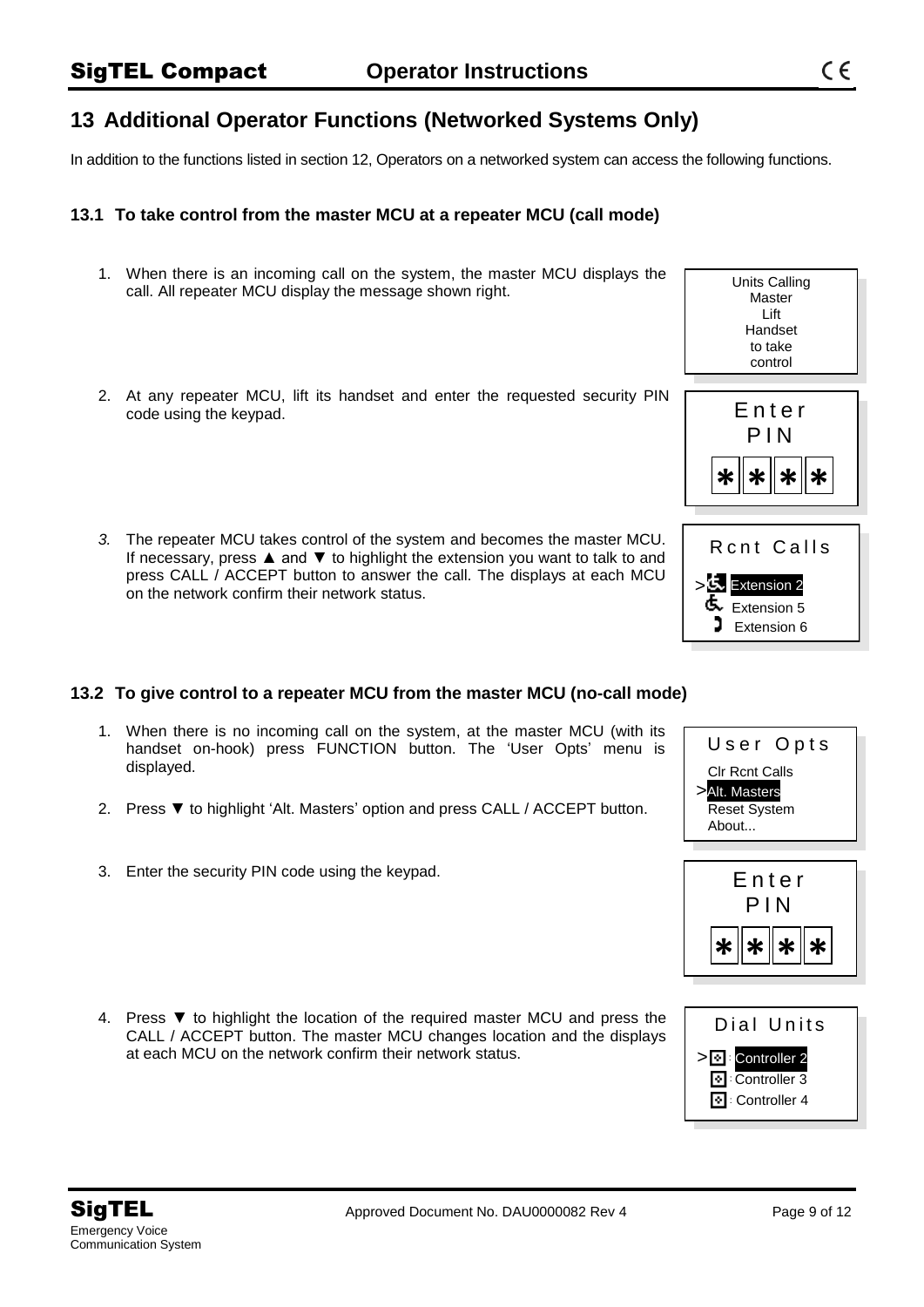# 13 Additional Operator Functions (Networked Systems Only)

In addition to the functions listed in section 12, Operators on a networked system can access the following functions.

## 13.1 To take control from the master MCU at a repeater MCU (call mode)

1. When there is an incoming call on the system, the master MCU displays the call. All repeater MCU display the message shown right.

   Units Calling Master Lift Handset to take control

2. At any repeater MCU, lift its handset and enter the requested security PIN code using the keypad.

   Enter PIN * * * *

3. The repeater MCU takes control of the system and becomes the master MCU. If necessary, press ▲ and ▼ to highlight the extension you want to talk to and press CALL / ACCEPT button to answer the call. The displays at each MCU on the network confirm their network status.

   Rcnt Calls
   >Extension 2
   Extension 5
   Extension 6

## 13.2 To give control to a repeater MCU from the master MCU (no-call mode)

1. When there is no incoming call on the system, at the master MCU (with its handset on-hook) press FUNCTION button. The 'User Opts' menu is displayed.

2. Press ▼ to highlight 'Alt. Masters' option and press CALL / ACCEPT button.

   User Opts
   Clr Rcnt Calls
   >Alt. Masters
   Reset System
   About...

3. Enter the security PIN code using the keypad.

   Enter PIN * * * *

4. Press ▼ to highlight the location of the required master MCU and press the CALL / ACCEPT button. The master MCU changes location and the displays at each MCU on the network confirm their network status.

   Dial Units
   >Controller 2
   Controller 3
   Controller 4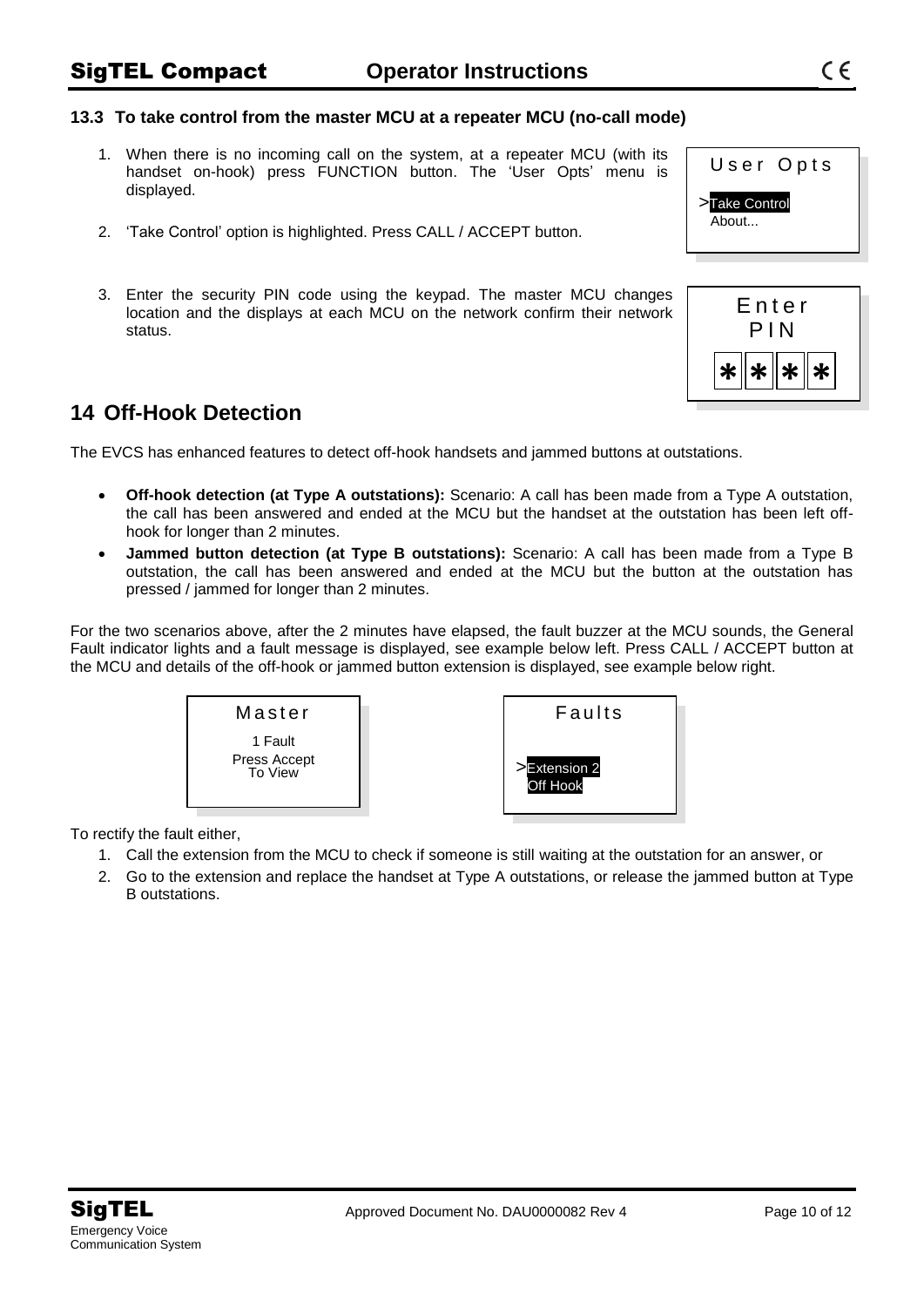### 13.3 To take control from the master MCU at a repeater MCU (no-call mode)

1. When there is no incoming call on the system, at a repeater MCU (with its handset on-hook) press FUNCTION button. The 'User Opts' menu is displayed.

   User Opts
   >Take Control
   About...

2. 'Take Control' option is highlighted. Press CALL / ACCEPT button.

3. Enter the security PIN code using the keypad. The master MCU changes location and the displays at each MCU on the network confirm their network status.

   Enter
   PIN
   * * * *

## 14 Off-Hook Detection

The EVCS has enhanced features to detect off-hook handsets and jammed buttons at outstations.

- **Off-hook detection (at Type A outstations):** Scenario: A call has been made from a Type A outstation, the call has been answered and ended at the MCU but the handset at the outstation has been left off-hook for longer than 2 minutes.
- **Jammed button detection (at Type B outstations):** Scenario: A call has been made from a Type B outstation, the call has been answered and ended at the MCU but the button at the outstation has pressed / jammed for longer than 2 minutes.

For the two scenarios above, after the 2 minutes have elapsed, the fault buzzer at the MCU sounds, the General Fault indicator lights and a fault message is displayed, see example below left. Press CALL / ACCEPT button at the MCU and details of the off-hook or jammed button extension is displayed, see example below right.

Master
1 Fault
Press Accept
To View

Faults
>Extension 2
Off Hook

To rectify the fault either,

1. Call the extension from the MCU to check if someone is still waiting at the outstation for an answer, or
2. Go to the extension and replace the handset at Type A outstations, or release the jammed button at Type B outstations.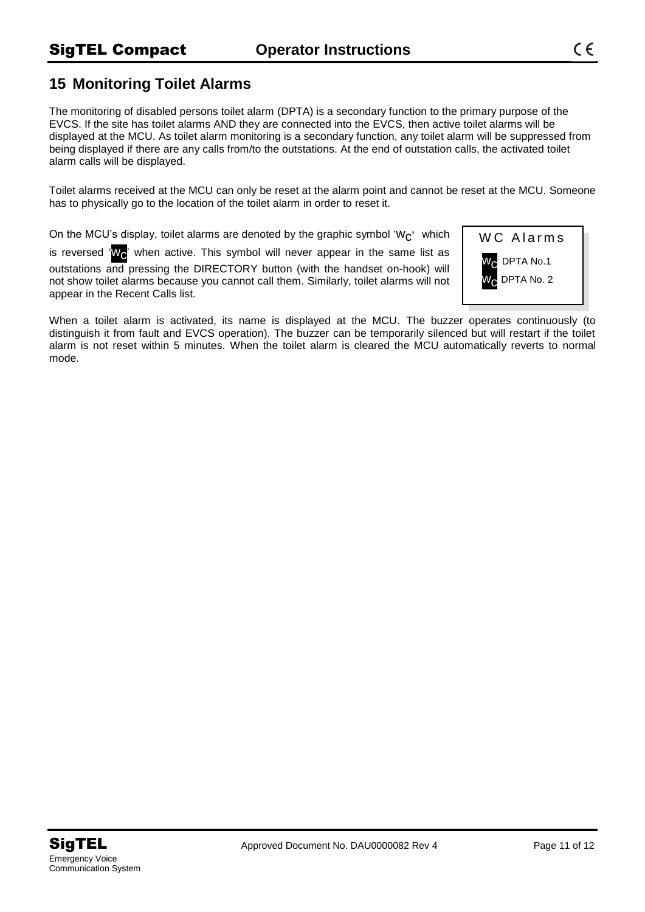## 15 Monitoring Toilet Alarms

The monitoring of disabled persons toilet alarm (DPTA) is a secondary function to the primary purpose of the EVCS. If the site has toilet alarms AND they are connected into the EVCS, then active toilet alarms will be displayed at the MCU. As toilet alarm monitoring is a secondary function, any toilet alarm will be suppressed from being displayed if there are any calls from/to the outstations. At the end of outstation calls, the activated toilet alarm calls will be displayed.

Toilet alarms received at the MCU can only be reset at the alarm point and cannot be reset at the MCU. Someone has to physically go to the location of the toilet alarm in order to reset it.

On the MCU's display, toilet alarms are denoted by the graphic symbol 'WC' which is reversed 'WC' when active. This symbol will never appear in the same list as outstations and pressing the DIRECTORY button (with the handset on-hook) will not show toilet alarms because you cannot call them. Similarly, toilet alarms will not appear in the Recent Calls list.

WC Alarms

WC DPTA No.1

WC DPTA No. 2

When a toilet alarm is activated, its name is displayed at the MCU. The buzzer operates continuously (to distinguish it from fault and EVCS operation). The buzzer can be temporarily silenced but will restart if the toilet alarm is not reset within 5 minutes. When the toilet alarm is cleared the MCU automatically reverts to normal mode.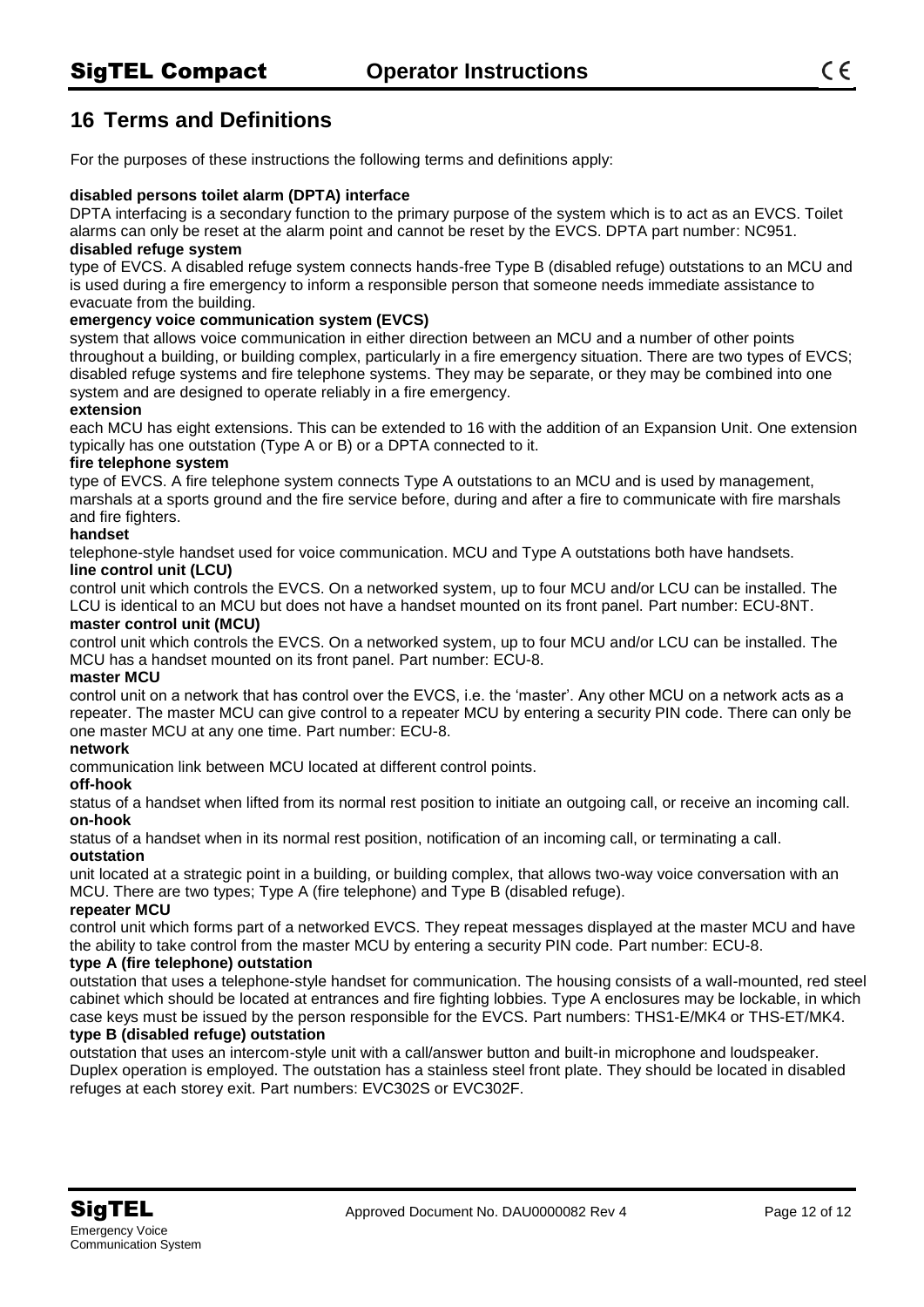# 16 Terms and Definitions

For the purposes of these instructions the following terms and definitions apply:

**disabled persons toilet alarm (DPTA) interface**

DPTA interfacing is a secondary function to the primary purpose of the system which is to act as an EVCS. Toilet alarms can only be reset at the alarm point and cannot be reset by the EVCS. DPTA part number: NC951.

**disabled refuge system**

type of EVCS. A disabled refuge system connects hands-free Type B (disabled refuge) outstations to an MCU and is used during a fire emergency to inform a responsible person that someone needs immediate assistance to evacuate from the building.

**emergency voice communication system (EVCS)**

system that allows voice communication in either direction between an MCU and a number of other points throughout a building, or building complex, particularly in a fire emergency situation. There are two types of EVCS; disabled refuge systems and fire telephone systems. They may be separate, or they may be combined into one system and are designed to operate reliably in a fire emergency.

**extension**

each MCU has eight extensions. This can be extended to 16 with the addition of an Expansion Unit. One extension typically has one outstation (Type A or B) or a DPTA connected to it.

**fire telephone system**

type of EVCS. A fire telephone system connects Type A outstations to an MCU and is used by management, marshals at a sports ground and the fire service before, during and after a fire to communicate with fire marshals and fire fighters.

**handset**

telephone-style handset used for voice communication. MCU and Type A outstations both have handsets.

**line control unit (LCU)**

control unit which controls the EVCS. On a networked system, up to four MCU and/or LCU can be installed. The LCU is identical to an MCU but does not have a handset mounted on its front panel. Part number: ECU-8NT.

**master control unit (MCU)**

control unit which controls the EVCS. On a networked system, up to four MCU and/or LCU can be installed. The MCU has a handset mounted on its front panel. Part number: ECU-8.

**master MCU**

control unit on a network that has control over the EVCS, i.e. the 'master'. Any other MCU on a network acts as a repeater. The master MCU can give control to a repeater MCU by entering a security PIN code. There can only be one master MCU at any one time. Part number: ECU-8.

**network**

communication link between MCU located at different control points.

**off-hook**

status of a handset when lifted from its normal rest position to initiate an outgoing call, or receive an incoming call.

**on-hook**

status of a handset when in its normal rest position, notification of an incoming call, or terminating a call.

**outstation**

unit located at a strategic point in a building, or building complex, that allows two-way voice conversation with an MCU. There are two types; Type A (fire telephone) and Type B (disabled refuge).

**repeater MCU**

control unit which forms part of a networked EVCS. They repeat messages displayed at the master MCU and have the ability to take control from the master MCU by entering a security PIN code. Part number: ECU-8.

**type A (fire telephone) outstation**

outstation that uses a telephone-style handset for communication. The housing consists of a wall-mounted, red steel cabinet which should be located at entrances and fire fighting lobbies. Type A enclosures may be lockable, in which case keys must be issued by the person responsible for the EVCS. Part numbers: THS1-E/MK4 or THS-ET/MK4.

**type B (disabled refuge) outstation**

outstation that uses an intercom-style unit with a call/answer button and built-in microphone and loudspeaker. Duplex operation is employed. The outstation has a stainless steel front plate. They should be located in disabled refuges at each storey exit. Part numbers: EVC302S or EVC302F.